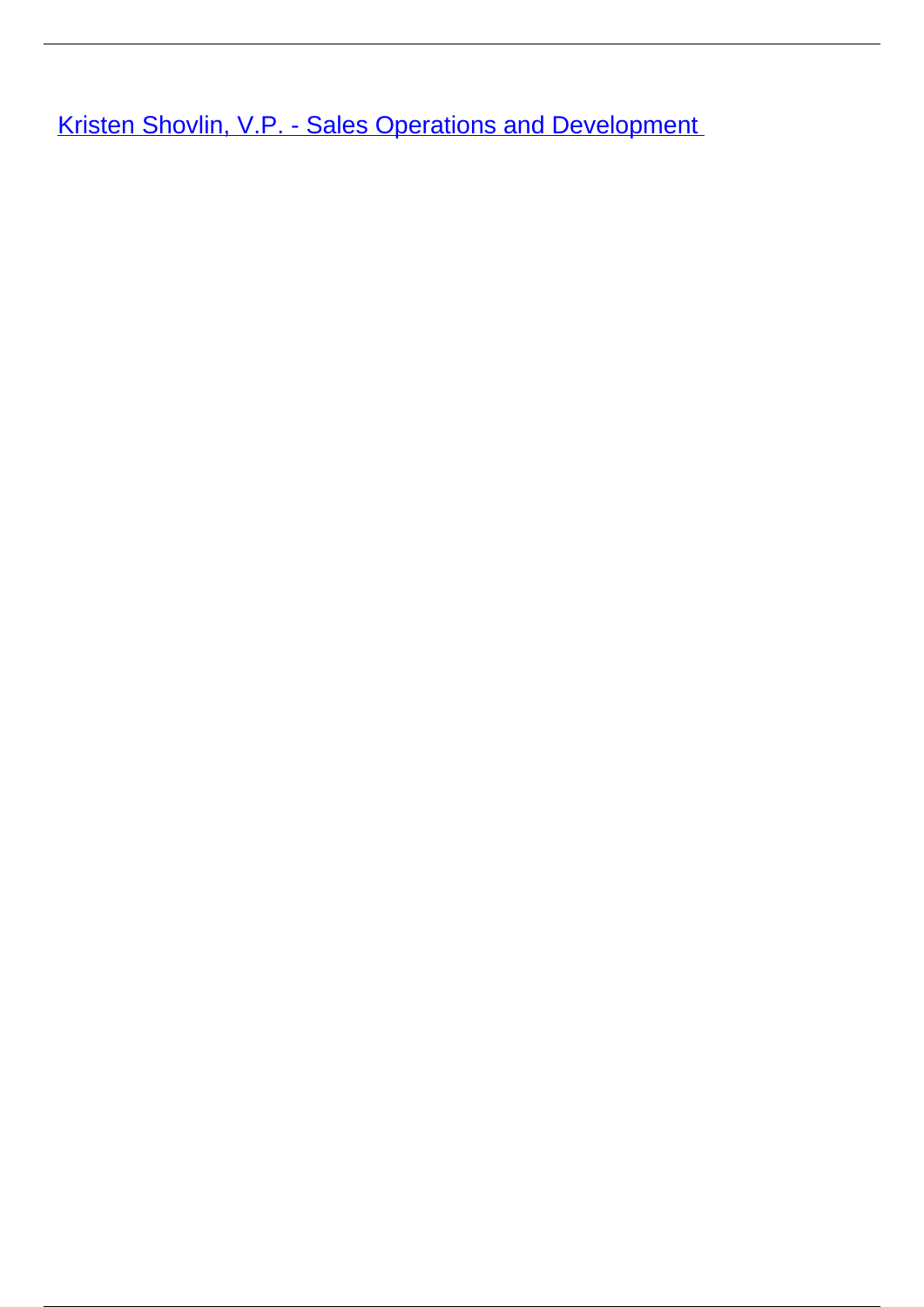Kristen Shovlin, V.P. - Sales Operations and Development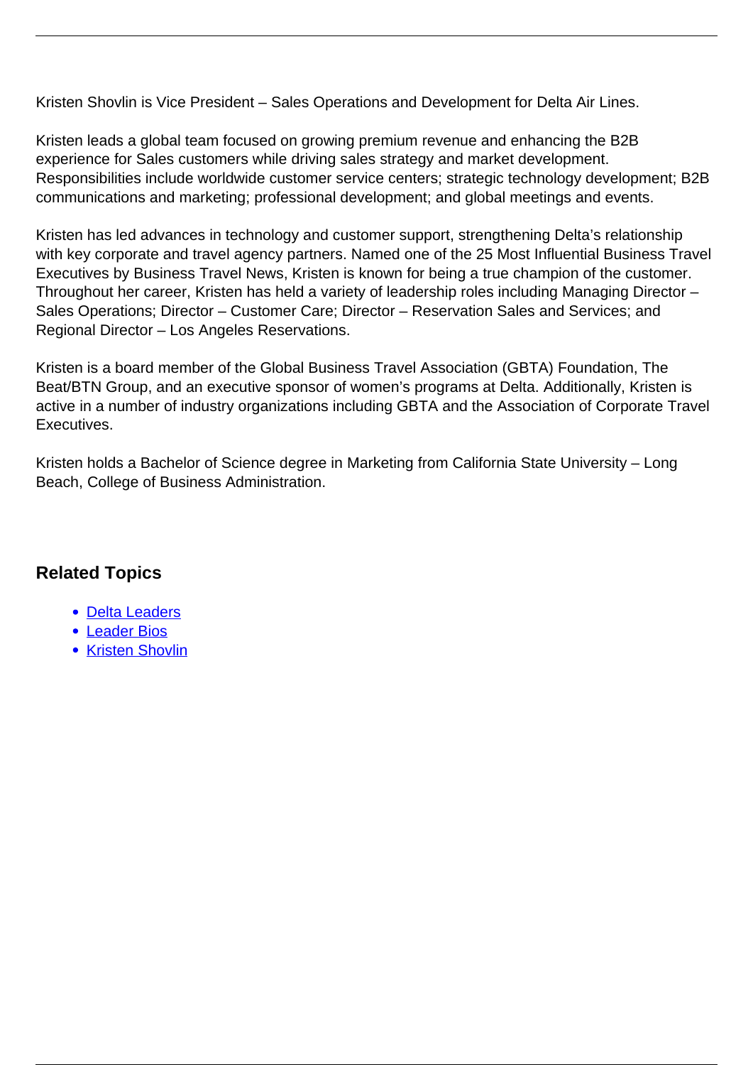Kristen Shovlin is Vice President – Sales Operations and Development for Delta Air Lines.

Kristen leads a global team focused on growing premium revenue and enhancing the B2B experience for Sales customers while driving sales strategy and market development. Responsibilities include worldwide customer service centers; strategic technology development; B2B communications and marketing; professional development; and global meetings and events.

Kristen has led advances in technology and customer support, strengthening Delta's relationship with key corporate and travel agency partners. Named one of the 25 Most Influential Business Travel Executives by Business Travel News, Kristen is known for being a true champion of the customer. Throughout her career, Kristen has held a variety of leadership roles including Managing Director – Sales Operations; Director – Customer Care; Director – Reservation Sales and Services; and Regional Director – Los Angeles Reservations.

Kristen is a board member of the Global Business Travel Association (GBTA) Foundation, The Beat/BTN Group, and an executive sponsor of women's programs at Delta. Additionally, Kristen is active in a number of industry organizations including GBTA and the Association of Corporate Travel Executives.

Kristen holds a Bachelor of Science degree in Marketing from California State University – Long Beach, College of Business Administration.

### Related Topics

- Delta Leaders
- Leader Bios
- Kristen Shovlin